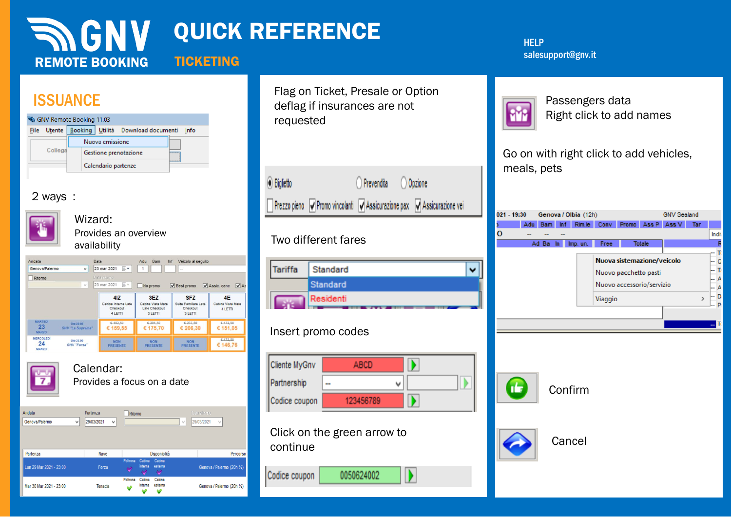# GNV REMOTE BOOKING

# QUICK REFERENCE

## TICKETING

HELP
salesupport@gnv.it

## ISSUANCE

GNV Remote Booking 11.03

File | Utente | Booking | Utilità | Download documenti | Info

- Nuova emissione
- Gestione prenotazione
- Calendario partenze

2 ways :

**Wizard:**
Provides an overview availability

**Calendar:**
Provides a focus on a date

Flag on Ticket, Presale or Option deflag if insurances are not requested

Biglietto | Prevendita | Opzione

Prezzo pieno | Promo vincolanti | Assicurazione pax | Assicurazione vei

Two different fares

Tariffa: Standard
- Standard
- Residenti

Insert promo codes

| | | |
|---|---|---|
| Cliente MyGnv | ABCD | |
| Partnership | -- | |
| Codice coupon | 123456789 | |

Click on the green arrow to continue

Codice coupon: 0050624002

Passengers data
Right click to add names

Go on with right click to add vehicles, meals, pets

- Nuova sistemazione/veicolo
- Nuovo pacchetto pasti
- Nuovo accessorio/servizio
- Viaggio

Confirm

Cancel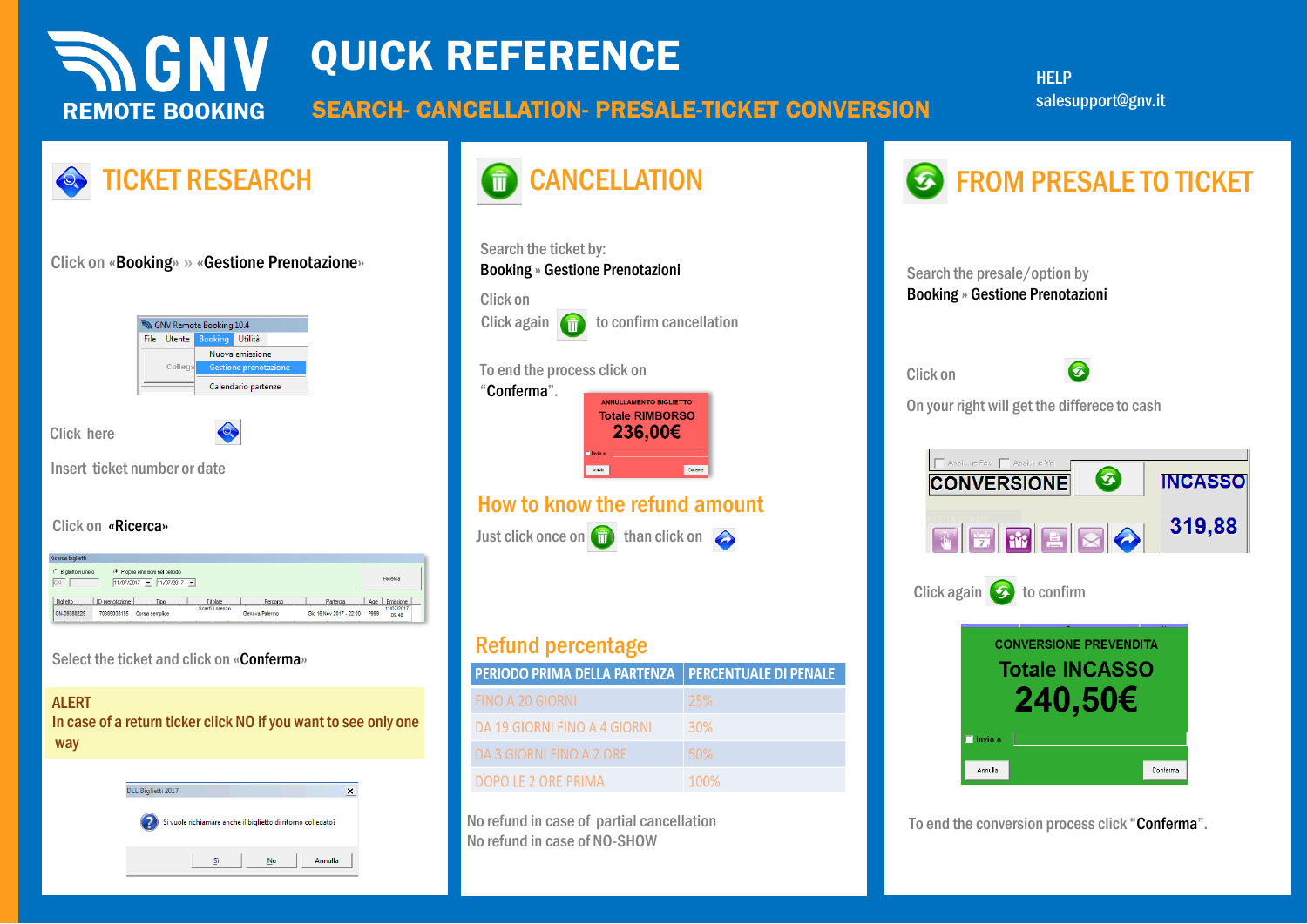# GNV REMOTE BOOKING

# QUICK REFERENCE

## SEARCH- CANCELLATION- PRESALE-TICKET CONVERSION

HELP
salesupport@gnv.it

## TICKET RESEARCH

Click on «**Booking**» » «**Gestione Prenotazione**»

Click here

Insert ticket number or date

Click on «**Ricerca**»

Select the ticket and click on «**Conferma**»

**ALERT**
In case of a return ticker click NO if you want to see only one way

## CANCELLATION

Search the ticket by:
**Booking** » **Gestione Prenotazioni**

Click on

Click again to confirm cancellation

To end the process click on "**Conferma**".

### How to know the refund amount

Just click once on than click on

### Refund percentage

| PERIODO PRIMA DELLA PARTENZA | PERCENTUALE DI PENALE |
|---|---|
| FINO A 20 GIORNI | 25% |
| DA 19 GIORNI FINO A 4 GIORNI | 30% |
| DA 3 GIORNI FINO A 2 ORE | 50% |
| DOPO LE 2 ORE PRIMA | 100% |

No refund in case of partial cancellation
No refund in case of NO-SHOW

## FROM PRESALE TO TICKET

Search the presale/option by
**Booking** » **Gestione Prenotazioni**

Click on

On your right will get the differece to cash

Click again to confirm

To end the conversion process click "**Conferma**".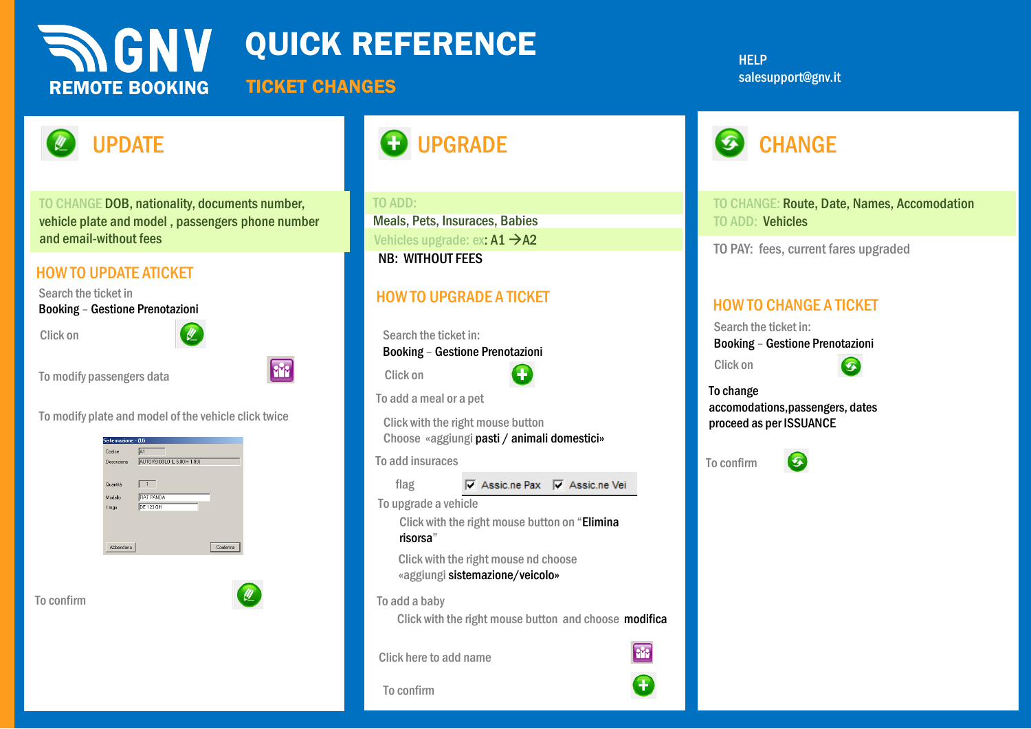# GNV REMOTE BOOKING

# QUICK REFERENCE

## TICKET CHANGES

HELP
salesupport@gnv.it

## UPDATE

TO CHANGE DOB, nationality, documents number, vehicle plate and model , passengers phone number and email-without fees

### HOW TO UPDATE ATICKET

Search the ticket in
Booking – Gestione Prenotazioni

Click on

To modify passengers data

To modify plate and model of the vehicle click twice

| | |
|---|---|
| Codice | A1 |
| Descrizione | AUTOVEICOLO (L 5.00H 1.90) |
| Quantità | 1 |
| Modello | FIAT PANDA |
| Targa | DE 123 GH |

Abbandona Conferma

To confirm

## UPGRADE

TO ADD:
Meals, Pets, Insurances, Babies
Vehicles upgrade: ex: A1 → A2
NB: WITHOUT FEES

### HOW TO UPGRADE A TICKET

Search the ticket in:
Booking – Gestione Prenotazioni

Click on

To add a meal or a pet

Click with the right mouse button
Choose «aggiungi pasti / animali domestici»

To add insurances

flag ☑ Assic.ne Pax ☑ Assic.ne Vei

To upgrade a vehicle

Click with the right mouse button on "Elimina risorsa"

Click with the right mouse nd choose «aggiungi sistemazione/veicolo»

To add a baby

Click with the right mouse button and choose modifica

Click here to add name

To confirm

## CHANGE

TO CHANGE: Route, Date, Names, Accomodation
TO ADD: Vehicles

TO PAY: fees, current fares upgraded

### HOW TO CHANGE A TICKET

Search the ticket in:
Booking – Gestione Prenotazioni

Click on

To change accomodations,passengers, dates proceed as per ISSUANCE

To confirm